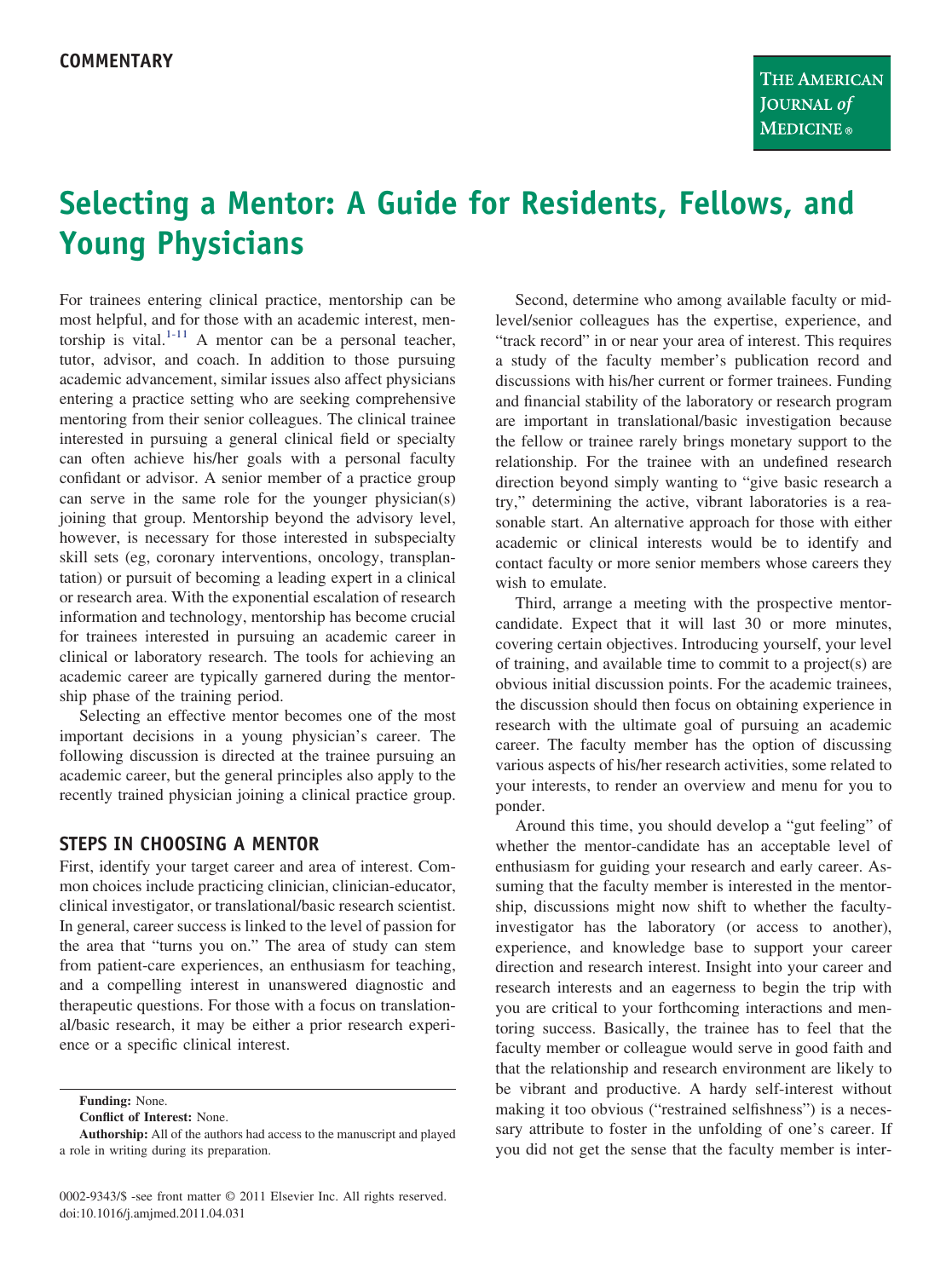COMMENTARY

# Selecting a Mentor: A Guide for Residents, Fellows, and Young Physicians

For trainees entering clinical practice, mentorship can be most helpful, and for those with an academic interest, mentorship is vital.[1-11] A mentor can be a personal teacher, tutor, advisor, and coach. In addition to those pursuing academic advancement, similar issues also affect physicians entering a practice setting who are seeking comprehensive mentoring from their senior colleagues. The clinical trainee interested in pursuing a general clinical field or specialty can often achieve his/her goals with a personal faculty confidant or advisor. A senior member of a practice group can serve in the same role for the younger physician(s) joining that group. Mentorship beyond the advisory level, however, is necessary for those interested in subspecialty skill sets (eg, coronary interventions, oncology, transplantation) or pursuit of becoming a leading expert in a clinical or research area. With the exponential escalation of research information and technology, mentorship has become crucial for trainees interested in pursuing an academic career in clinical or laboratory research. The tools for achieving an academic career are typically garnered during the mentorship phase of the training period.

Selecting an effective mentor becomes one of the most important decisions in a young physician's career. The following discussion is directed at the trainee pursuing an academic career, but the general principles also apply to the recently trained physician joining a clinical practice group.

## STEPS IN CHOOSING A MENTOR

First, identify your target career and area of interest. Common choices include practicing clinician, clinician-educator, clinical investigator, or translational/basic research scientist. In general, career success is linked to the level of passion for the area that "turns you on." The area of study can stem from patient-care experiences, an enthusiasm for teaching, and a compelling interest in unanswered diagnostic and therapeutic questions. For those with a focus on translational/basic research, it may be either a prior research experience or a specific clinical interest.

Second, determine who among available faculty or mid-level/senior colleagues has the expertise, experience, and "track record" in or near your area of interest. This requires a study of the faculty member's publication record and discussions with his/her current or former trainees. Funding and financial stability of the laboratory or research program are important in translational/basic investigation because the fellow or trainee rarely brings monetary support to the relationship. For the trainee with an undefined research direction beyond simply wanting to "give basic research a try," determining the active, vibrant laboratories is a reasonable start. An alternative approach for those with either academic or clinical interests would be to identify and contact faculty or more senior members whose careers they wish to emulate.

Third, arrange a meeting with the prospective mentor-candidate. Expect that it will last 30 or more minutes, covering certain objectives. Introducing yourself, your level of training, and available time to commit to a project(s) are obvious initial discussion points. For the academic trainees, the discussion should then focus on obtaining experience in research with the ultimate goal of pursuing an academic career. The faculty member has the option of discussing various aspects of his/her research activities, some related to your interests, to render an overview and menu for you to ponder.

Around this time, you should develop a "gut feeling" of whether the mentor-candidate has an acceptable level of enthusiasm for guiding your research and early career. Assuming that the faculty member is interested in the mentorship, discussions might now shift to whether the faculty-investigator has the laboratory (or access to another), experience, and knowledge base to support your career direction and research interest. Insight into your career and research interests and an eagerness to begin the trip with you are critical to your forthcoming interactions and mentoring success. Basically, the trainee has to feel that the faculty member or colleague would serve in good faith and that the relationship and research environment are likely to be vibrant and productive. A hardy self-interest without making it too obvious ("restrained selfishness") is a necessary attribute to foster in the unfolding of one's career. If you did not get the sense that the faculty member is inter-

**Funding:** None.

**Conflict of Interest:** None.

**Authorship:** All of the authors had access to the manuscript and played a role in writing during its preparation.

0002-9343/$ -see front matter © 2011 Elsevier Inc. All rights reserved.
doi:10.1016/j.amjmed.2011.04.031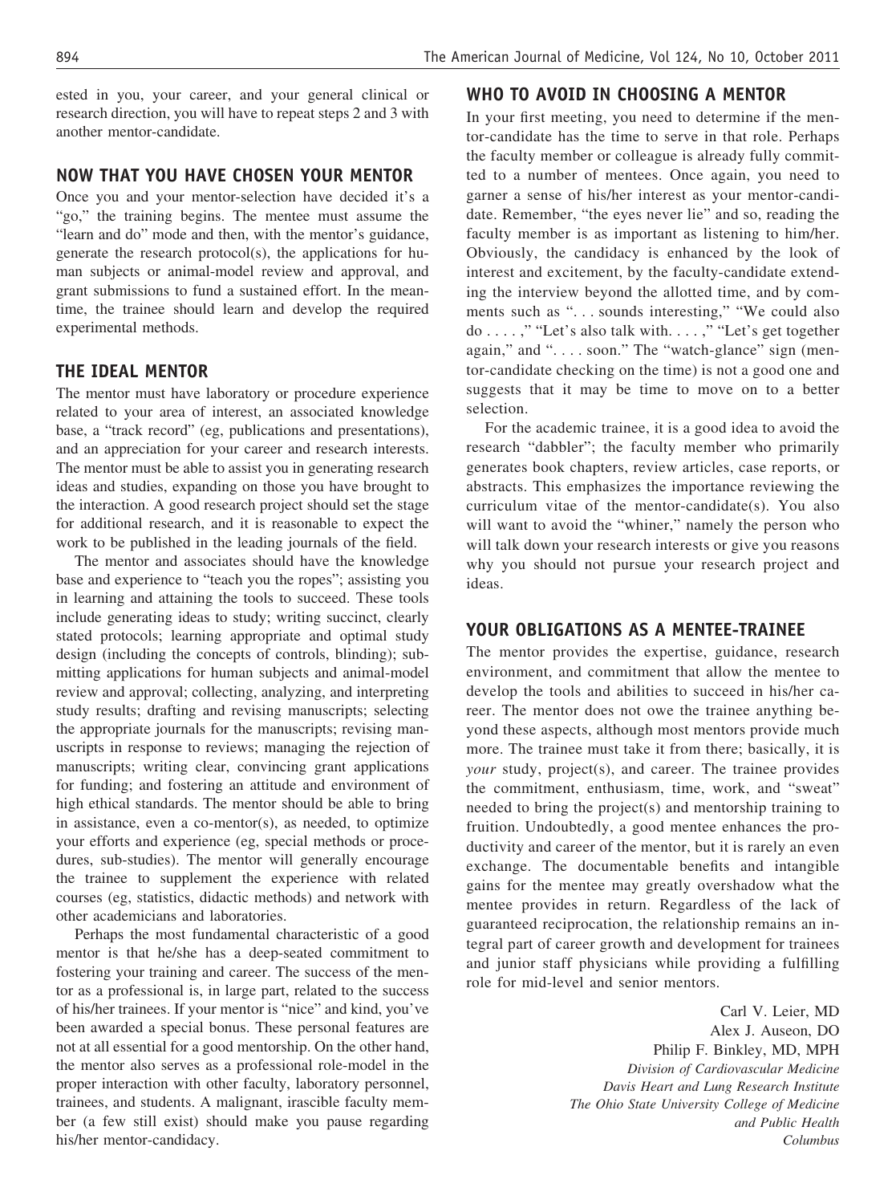ested in you, your career, and your general clinical or research direction, you will have to repeat steps 2 and 3 with another mentor-candidate.

## NOW THAT YOU HAVE CHOSEN YOUR MENTOR

Once you and your mentor-selection have decided it's a "go," the training begins. The mentee must assume the "learn and do" mode and then, with the mentor's guidance, generate the research protocol(s), the applications for human subjects or animal-model review and approval, and grant submissions to fund a sustained effort. In the meantime, the trainee should learn and develop the required experimental methods.

## THE IDEAL MENTOR

The mentor must have laboratory or procedure experience related to your area of interest, an associated knowledge base, a "track record" (eg, publications and presentations), and an appreciation for your career and research interests. The mentor must be able to assist you in generating research ideas and studies, expanding on those you have brought to the interaction. A good research project should set the stage for additional research, and it is reasonable to expect the work to be published in the leading journals of the field.

The mentor and associates should have the knowledge base and experience to "teach you the ropes"; assisting you in learning and attaining the tools to succeed. These tools include generating ideas to study; writing succinct, clearly stated protocols; learning appropriate and optimal study design (including the concepts of controls, blinding); submitting applications for human subjects and animal-model review and approval; collecting, analyzing, and interpreting study results; drafting and revising manuscripts; selecting the appropriate journals for the manuscripts; revising manuscripts in response to reviews; managing the rejection of manuscripts; writing clear, convincing grant applications for funding; and fostering an attitude and environment of high ethical standards. The mentor should be able to bring in assistance, even a co-mentor(s), as needed, to optimize your efforts and experience (eg, special methods or procedures, sub-studies). The mentor will generally encourage the trainee to supplement the experience with related courses (eg, statistics, didactic methods) and network with other academicians and laboratories.

Perhaps the most fundamental characteristic of a good mentor is that he/she has a deep-seated commitment to fostering your training and career. The success of the mentor as a professional is, in large part, related to the success of his/her trainees. If your mentor is "nice" and kind, you've been awarded a special bonus. These personal features are not at all essential for a good mentorship. On the other hand, the mentor also serves as a professional role-model in the proper interaction with other faculty, laboratory personnel, trainees, and students. A malignant, irascible faculty member (a few still exist) should make you pause regarding his/her mentor-candidacy.

## WHO TO AVOID IN CHOOSING A MENTOR

In your first meeting, you need to determine if the mentor-candidate has the time to serve in that role. Perhaps the faculty member or colleague is already fully committed to a number of mentees. Once again, you need to garner a sense of his/her interest as your mentor-candidate. Remember, "the eyes never lie" and so, reading the faculty member is as important as listening to him/her. Obviously, the candidacy is enhanced by the look of interest and excitement, by the faculty-candidate extending the interview beyond the allotted time, and by comments such as ". . . sounds interesting," "We could also do . . . . ," "Let's also talk with. . . . ," "Let's get together again," and ". . . . soon." The "watch-glance" sign (mentor-candidate checking on the time) is not a good one and suggests that it may be time to move on to a better selection.

For the academic trainee, it is a good idea to avoid the research "dabbler"; the faculty member who primarily generates book chapters, review articles, case reports, or abstracts. This emphasizes the importance reviewing the curriculum vitae of the mentor-candidate(s). You also will want to avoid the "whiner," namely the person who will talk down your research interests or give you reasons why you should not pursue your research project and ideas.

## YOUR OBLIGATIONS AS A MENTEE-TRAINEE

The mentor provides the expertise, guidance, research environment, and commitment that allow the mentee to develop the tools and abilities to succeed in his/her career. The mentor does not owe the trainee anything beyond these aspects, although most mentors provide much more. The trainee must take it from there; basically, it is *your* study, project(s), and career. The trainee provides the commitment, enthusiasm, time, work, and "sweat" needed to bring the project(s) and mentorship training to fruition. Undoubtedly, a good mentee enhances the productivity and career of the mentor, but it is rarely an even exchange. The documentable benefits and intangible gains for the mentee may greatly overshadow what the mentee provides in return. Regardless of the lack of guaranteed reciprocation, the relationship remains an integral part of career growth and development for trainees and junior staff physicians while providing a fulfilling role for mid-level and senior mentors.

Carl V. Leier, MD
Alex J. Auseon, DO
Philip F. Binkley, MD, MPH
*Division of Cardiovascular Medicine*
*Davis Heart and Lung Research Institute*
*The Ohio State University College of Medicine and Public Health*
*Columbus*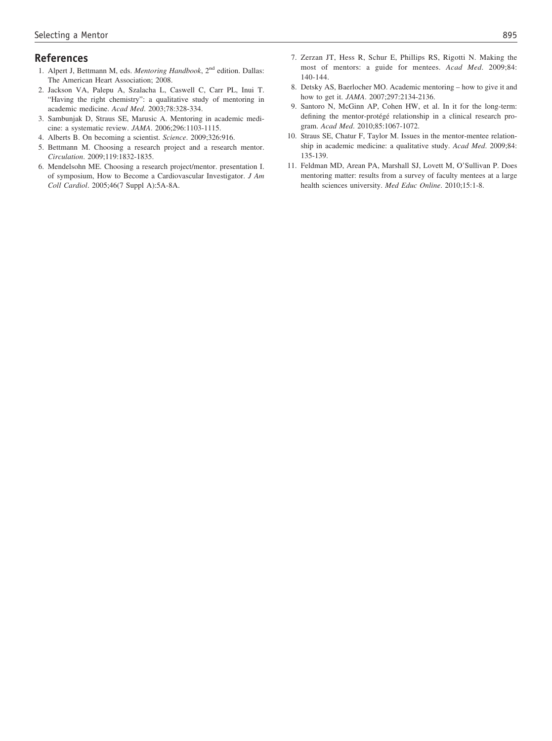## References

1. Alpert J, Bettmann M, eds. *Mentoring Handbook*, 2nd edition. Dallas: The American Heart Association; 2008.
2. Jackson VA, Palepu A, Szalacha L, Caswell C, Carr PL, Inui T. "Having the right chemistry": a qualitative study of mentoring in academic medicine. *Acad Med*. 2003;78:328-334.
3. Sambunjak D, Straus SE, Marusic A. Mentoring in academic medicine: a systematic review. *JAMA*. 2006;296:1103-1115.
4. Alberts B. On becoming a scientist. *Science*. 2009;326:916.
5. Bettmann M. Choosing a research project and a research mentor. *Circulation*. 2009;119:1832-1835.
6. Mendelsohn ME. Choosing a research project/mentor. presentation I. of symposium, How to Become a Cardiovascular Investigator. *J Am Coll Cardiol*. 2005;46(7 Suppl A):5A-8A.
7. Zerzan JT, Hess R, Schur E, Phillips RS, Rigotti N. Making the most of mentors: a guide for mentees. *Acad Med*. 2009;84: 140-144.
8. Detsky AS, Baerlocher MO. Academic mentoring – how to give it and how to get it. *JAMA*. 2007;297:2134-2136.
9. Santoro N, McGinn AP, Cohen HW, et al. In it for the long-term: defining the mentor-protégé relationship in a clinical research program. *Acad Med*. 2010;85:1067-1072.
10. Straus SE, Chatur F, Taylor M. Issues in the mentor-mentee relationship in academic medicine: a qualitative study. *Acad Med*. 2009;84: 135-139.
11. Feldman MD, Arean PA, Marshall SJ, Lovett M, O'Sullivan P. Does mentoring matter: results from a survey of faculty mentees at a large health sciences university. *Med Educ Online*. 2010;15:1-8.